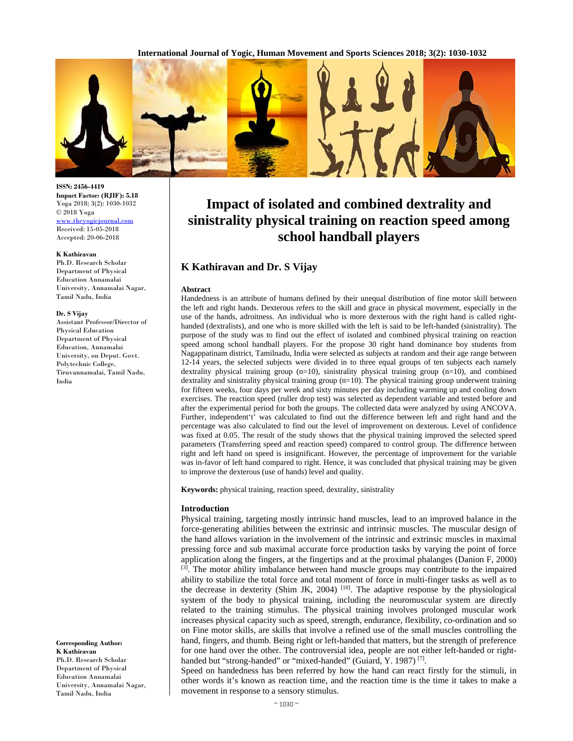**ISSN:** 2456-4419
**Impact Factor: (RJIF):** 5.18
Yoga 2018; 3(2): 1030-1032
© 2018 Yoga
www.theyogicjournal.com
Received: 15-05-2018
Accepted: 20-06-2018

**K Kathiravan**
Ph.D. Research Scholar
Department of Physical Education Annamalai University, Annamalai Nagar, Tamil Nadu, India

**Dr. S Vijay**
Assistant Professor/Director of Physical Education
Department of Physical Education, Annamalai University, on Deput. Govt. Polytechnic College, Tiruvannamalai, Tamil Nadu, India

**Corresponding Author:**
**K Kathiravan**
Ph.D. Research Scholar
Department of Physical Education Annamalai University, Annamalai Nagar, Tamil Nadu, India

# Impact of isolated and combined dextrality and sinistrality physical training on reaction speed among school handball players

## K Kathiravan and Dr. S Vijay

### Abstract

Handedness is an attribute of humans defined by their unequal distribution of fine motor skill between the left and right hands. Dexterous refers to the skill and grace in physical movement, especially in the use of the hands, adroitness. An individual who is more dexterous with the right hand is called right-handed (dextralists), and one who is more skilled with the left is said to be left-handed (sinistrality). The purpose of the study was to find out the effect of isolated and combined physical training on reaction speed among school handball players. For the propose 30 right hand dominance boy students from Nagappatinam district, Tamilnadu, India were selected as subjects at random and their age range between 12-14 years, the selected subjects were divided in to three equal groups of ten subjects each namely dextrality physical training group (n=10), sinistrality physical training group (n=10), and combined dextrality and sinistrality physical training group (n=10). The physical training group underwent training for fifteen weeks, four days per week and sixty minutes per day including warming up and cooling down exercises. The reaction speed (ruller drop test) was selected as dependent variable and tested before and after the experimental period for both the groups. The collected data were analyzed by using ANCOVA. Further, independent't' was calculated to find out the difference between left and right hand and the percentage was also calculated to find out the level of improvement on dexterous. Level of confidence was fixed at 0.05. The result of the study shows that the physical training improved the selected speed parameters (Transferring speed and reaction speed) compared to control group. The difference between right and left hand on speed is insignificant. However, the percentage of improvement for the variable was in-favor of left hand compared to right. Hence, it was concluded that physical training may be given to improve the dexterous (use of hands) level and quality.

**Keywords:** physical training, reaction speed, dextrality, sinistrality

### Introduction

Physical training, targeting mostly intrinsic hand muscles, lead to an improved balance in the force-generating abilities between the extrinsic and intrinsic muscles. The muscular design of the hand allows variation in the involvement of the intrinsic and extrinsic muscles in maximal pressing force and sub maximal accurate force production tasks by varying the point of force application along the fingers, at the fingertips and at the proximal phalanges (Danion F, 2000) [3]. The motor ability imbalance between hand muscle groups may contribute to the impaired ability to stabilize the total force and total moment of force in multi-finger tasks as well as to the decrease in dexterity (Shim JK, 2004) [10]. The adaptive response by the physiological system of the body to physical training, including the neuromuscular system are directly related to the training stimulus. The physical training involves prolonged muscular work increases physical capacity such as speed, strength, endurance, flexibility, co-ordination and so on Fine motor skills, are skills that involve a refined use of the small muscles controlling the hand, fingers, and thumb. Being right or left-handed that matters, but the strength of preference for one hand over the other. The controversial idea, people are not either left-handed or right-handed but "strong-handed" or "mixed-handed" (Guiard, Y. 1987) [7].

Speed on handedness has been referred by how the hand can react firstly for the stimuli, in other words it's known as reaction time, and the reaction time is the time it takes to make a movement in response to a sensory stimulus.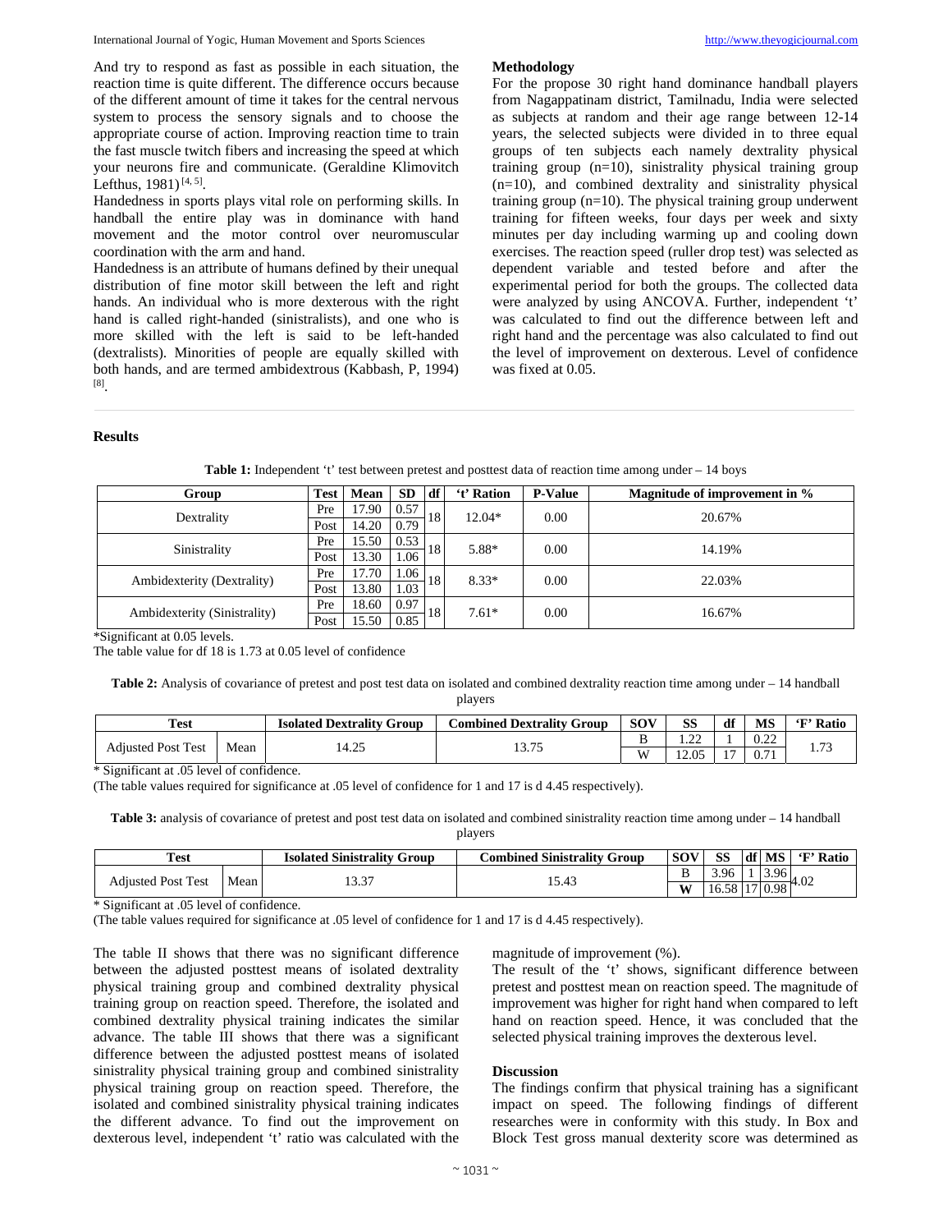And try to respond as fast as possible in each situation, the reaction time is quite different. The difference occurs because of the different amount of time it takes for the central nervous system to process the sensory signals and to choose the appropriate course of action. Improving reaction time to train the fast muscle twitch fibers and increasing the speed at which your neurons fire and communicate. (Geraldine Klimovitch Lefthus, 1981) [4, 5].

Handedness in sports plays vital role on performing skills. In handball the entire play was in dominance with hand movement and the motor control over neuromuscular coordination with the arm and hand.

Handedness is an attribute of humans defined by their unequal distribution of fine motor skill between the left and right hands. An individual who is more dexterous with the right hand is called right-handed (sinistralists), and one who is more skilled with the left is said to be left-handed (dextralists). Minorities of people are equally skilled with both hands, and are termed ambidextrous (Kabbash, P, 1994) [8].

**Methodology**

For the propose 30 right hand dominance handball players from Nagappatinam district, Tamilnadu, India were selected as subjects at random and their age range between 12-14 years, the selected subjects were divided in to three equal groups of ten subjects each namely dextrality physical training group (n=10), sinistrality physical training group (n=10), and combined dextrality and sinistrality physical training group (n=10). The physical training group underwent training for fifteen weeks, four days per week and sixty minutes per day including warming up and cooling down exercises. The reaction speed (ruller drop test) was selected as dependent variable and tested before and after the experimental period for both the groups. The collected data were analyzed by using ANCOVA. Further, independent 't' was calculated to find out the difference between left and right hand and the percentage was also calculated to find out the level of improvement on dexterous. Level of confidence was fixed at 0.05.

## Results

**Table 1:** Independent 't' test between pretest and posttest data of reaction time among under – 14 boys

| Group | Test | Mean | SD | df | 't' Ration | P-Value | Magnitude of improvement in % |
|---|---|---|---|---|---|---|---|
| Dextrality | Pre | 17.90 | 0.57 | 18 | 12.04* | 0.00 | 20.67% |
| | Post | 14.20 | 0.79 | | | | |
| Sinistrality | Pre | 15.50 | 0.53 | 18 | 5.88* | 0.00 | 14.19% |
| | Post | 13.30 | 1.06 | | | | |
| Ambidexterity (Dextrality) | Pre | 17.70 | 1.06 | 18 | 8.33* | 0.00 | 22.03% |
| | Post | 13.80 | 1.03 | | | | |
| Ambidexterity (Sinistrality) | Pre | 18.60 | 0.97 | 18 | 7.61* | 0.00 | 16.67% |
| | Post | 15.50 | 0.85 | | | | |

*Significant at 0.05 levels.

The table value for df 18 is 1.73 at 0.05 level of confidence

**Table 2:** Analysis of covariance of pretest and post test data on isolated and combined dextrality reaction time among under – 14 handball players

| Test | | Isolated Dextrality Group | Combined Dextrality Group | SOV | SS | df | MS | 'F' Ratio |
|---|---|---|---|---|---|---|---|---|
| Adjusted Post Test | Mean | 14.25 | 13.75 | B | 1.22 | 1 | 0.22 | 1.73 |
| | | | | W | 12.05 | 17 | 0.71 | |

\* Significant at .05 level of confidence.

(The table values required for significance at .05 level of confidence for 1 and 17 is d 4.45 respectively).

**Table 3:** analysis of covariance of pretest and post test data on isolated and combined sinistrality reaction time among under – 14 handball players

| Test | | Isolated Sinistrality Group | Combined Sinistrality Group | SOV | SS | df | MS | 'F' Ratio |
|---|---|---|---|---|---|---|---|---|
| Adjusted Post Test | Mean | 13.37 | 15.43 | B | 3.96 | 1 | 3.96 | 4.02 |
| | | | | W | 16.58 | 17 | 0.98 | |

\* Significant at .05 level of confidence.

(The table values required for significance at .05 level of confidence for 1 and 17 is d 4.45 respectively).

The table II shows that there was no significant difference between the adjusted posttest means of isolated dextrality physical training group and combined dextrality physical training group on reaction speed. Therefore, the isolated and combined dextrality physical training indicates the similar advance. The table III shows that there was a significant difference between the adjusted posttest means of isolated sinistrality physical training group and combined sinistrality physical training group on reaction speed. Therefore, the isolated and combined sinistrality physical training indicates the different advance. To find out the improvement on dexterous level, independent 't' ratio was calculated with the magnitude of improvement (%).

The result of the 't' shows, significant difference between pretest and posttest mean on reaction speed. The magnitude of improvement was higher for right hand when compared to left hand on reaction speed. Hence, it was concluded that the selected physical training improves the dexterous level.

**Discussion**

The findings confirm that physical training has a significant impact on speed. The following findings of different researches were in conformity with this study. In Box and Block Test gross manual dexterity score was determined as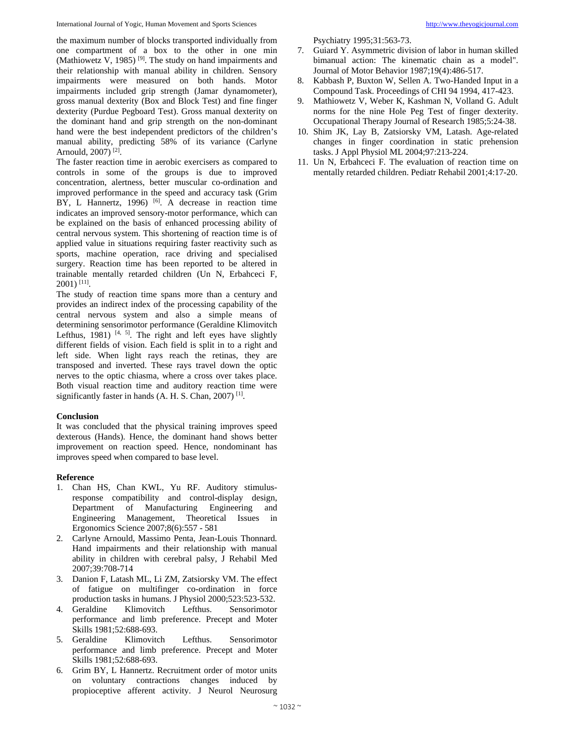the maximum number of blocks transported individually from one compartment of a box to the other in one min (Mathiowetz V, 1985) [9]. The study on hand impairments and their relationship with manual ability in children. Sensory impairments were measured on both hands. Motor impairments included grip strength (Jamar dynamometer), gross manual dexterity (Box and Block Test) and fine finger dexterity (Purdue Pegboard Test). Gross manual dexterity on the dominant hand and grip strength on the non-dominant hand were the best independent predictors of the children's manual ability, predicting 58% of its variance (Carlyne Arnould, 2007) [2].

The faster reaction time in aerobic exercisers as compared to controls in some of the groups is due to improved concentration, alertness, better muscular co-ordination and improved performance in the speed and accuracy task (Grim BY, L Hannertz, 1996) [6]. A decrease in reaction time indicates an improved sensory-motor performance, which can be explained on the basis of enhanced processing ability of central nervous system. This shortening of reaction time is of applied value in situations requiring faster reactivity such as sports, machine operation, race driving and specialised surgery. Reaction time has been reported to be altered in trainable mentally retarded children (Un N, Erbahceci F, 2001) [11].

The study of reaction time spans more than a century and provides an indirect index of the processing capability of the central nervous system and also a simple means of determining sensorimotor performance (Geraldine Klimovitch Lefthus, 1981) [4, 5]. The right and left eyes have slightly different fields of vision. Each field is split in to a right and left side. When light rays reach the retinas, they are transposed and inverted. These rays travel down the optic nerves to the optic chiasma, where a cross over takes place. Both visual reaction time and auditory reaction time were significantly faster in hands (A. H. S. Chan, 2007) [1].

**Conclusion**

It was concluded that the physical training improves speed dexterous (Hands). Hence, the dominant hand shows better improvement on reaction speed. Hence, nondominant has improves speed when compared to base level.

**Reference**

1. Chan HS, Chan KWL, Yu RF. Auditory stimulus-response compatibility and control-display design, Department of Manufacturing Engineering and Engineering Management, Theoretical Issues in Ergonomics Science 2007;8(6):557 - 581
2. Carlyne Arnould, Massimo Penta, Jean-Louis Thonnard. Hand impairments and their relationship with manual ability in children with cerebral palsy, J Rehabil Med 2007;39:708-714
3. Danion F, Latash ML, Li ZM, Zatsiorsky VM. The effect of fatigue on multifinger co-ordination in force production tasks in humans. J Physiol 2000;523:523-532.
4. Geraldine Klimovitch Lefthus. Sensorimotor performance and limb preference. Precept and Moter Skills 1981;52:688-693.
5. Geraldine Klimovitch Lefthus. Sensorimotor performance and limb preference. Precept and Moter Skills 1981;52:688-693.
6. Grim BY, L Hannertz. Recruitment order of motor units on voluntary contractions changes induced by propioceptive afferent activity. J Neurol Neurosurg Psychiatry 1995;31:563-73.
7. Guiard Y. Asymmetric division of labor in human skilled bimanual action: The kinematic chain as a model". Journal of Motor Behavior 1987;19(4):486-517.
8. Kabbash P, Buxton W, Sellen A. Two-Handed Input in a Compound Task. Proceedings of CHI 94 1994, 417-423.
9. Mathiowetz V, Weber K, Kashman N, Volland G. Adult norms for the nine Hole Peg Test of finger dexterity. Occupational Therapy Journal of Research 1985;5:24-38.
10. Shim JK, Lay B, Zatsiorsky VM, Latash. Age-related changes in finger coordination in static prehension tasks. J Appl Physiol ML 2004;97:213-224.
11. Un N, Erbahceci F. The evaluation of reaction time on mentally retarded children. Pediatr Rehabil 2001;4:17-20.